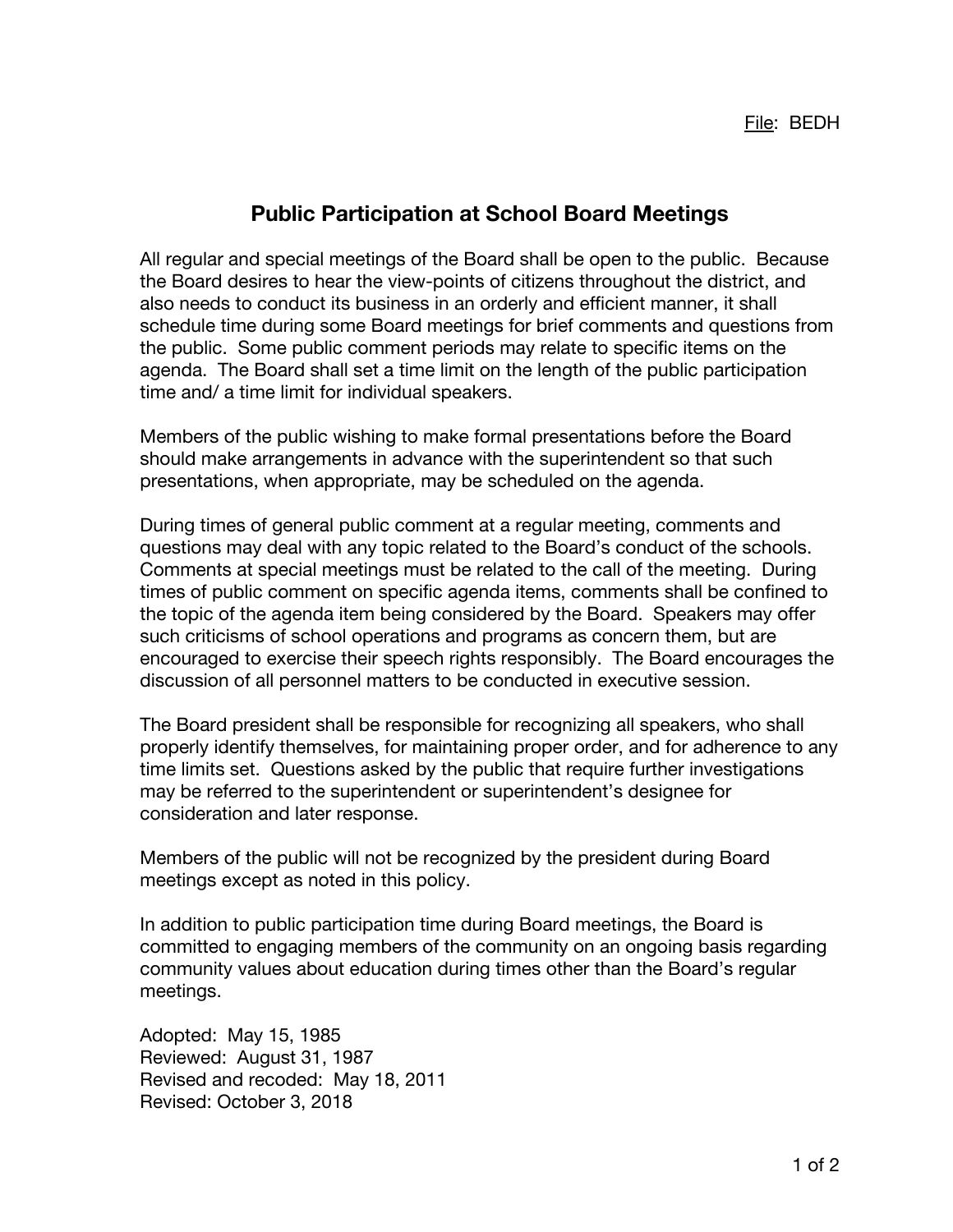File: BEDH

# Public Participation at School Board Meetings

All regular and special meetings of the Board shall be open to the public. Because the Board desires to hear the view-points of citizens throughout the district, and also needs to conduct its business in an orderly and efficient manner, it shall schedule time during some Board meetings for brief comments and questions from the public. Some public comment periods may relate to specific items on the agenda. The Board shall set a time limit on the length of the public participation time and/ a time limit for individual speakers.

Members of the public wishing to make formal presentations before the Board should make arrangements in advance with the superintendent so that such presentations, when appropriate, may be scheduled on the agenda.

During times of general public comment at a regular meeting, comments and questions may deal with any topic related to the Board's conduct of the schools. Comments at special meetings must be related to the call of the meeting. During times of public comment on specific agenda items, comments shall be confined to the topic of the agenda item being considered by the Board. Speakers may offer such criticisms of school operations and programs as concern them, but are encouraged to exercise their speech rights responsibly. The Board encourages the discussion of all personnel matters to be conducted in executive session.

The Board president shall be responsible for recognizing all speakers, who shall properly identify themselves, for maintaining proper order, and for adherence to any time limits set. Questions asked by the public that require further investigations may be referred to the superintendent or superintendent's designee for consideration and later response.

Members of the public will not be recognized by the president during Board meetings except as noted in this policy.

In addition to public participation time during Board meetings, the Board is committed to engaging members of the community on an ongoing basis regarding community values about education during times other than the Board's regular meetings.

Adopted: May 15, 1985
Reviewed: August 31, 1987
Revised and recoded: May 18, 2011
Revised: October 3, 2018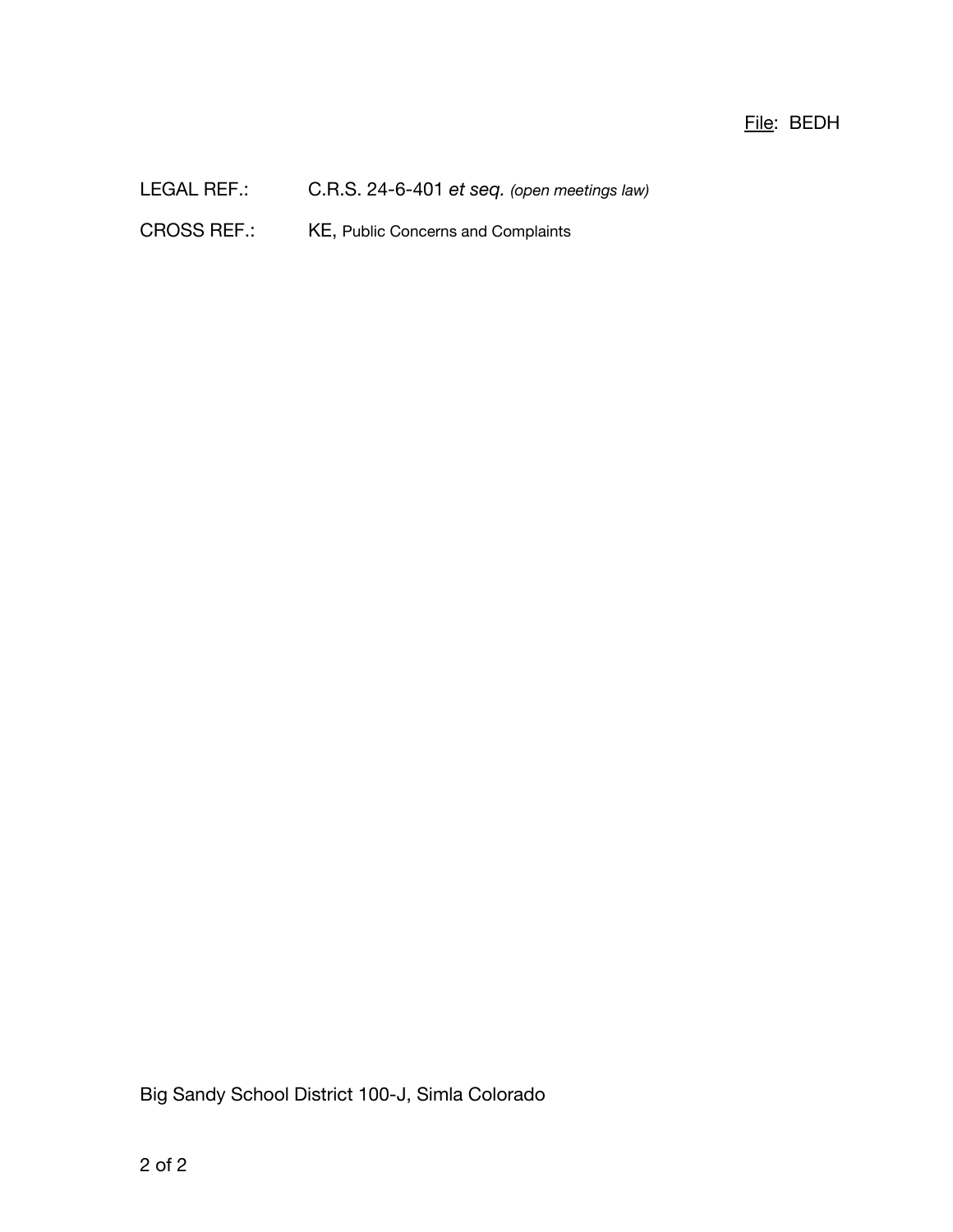LEGAL REF.: C.R.S. 24-6-401 *et seq.* *(open meetings law)*

CROSS REF.: KE, Public Concerns and Complaints